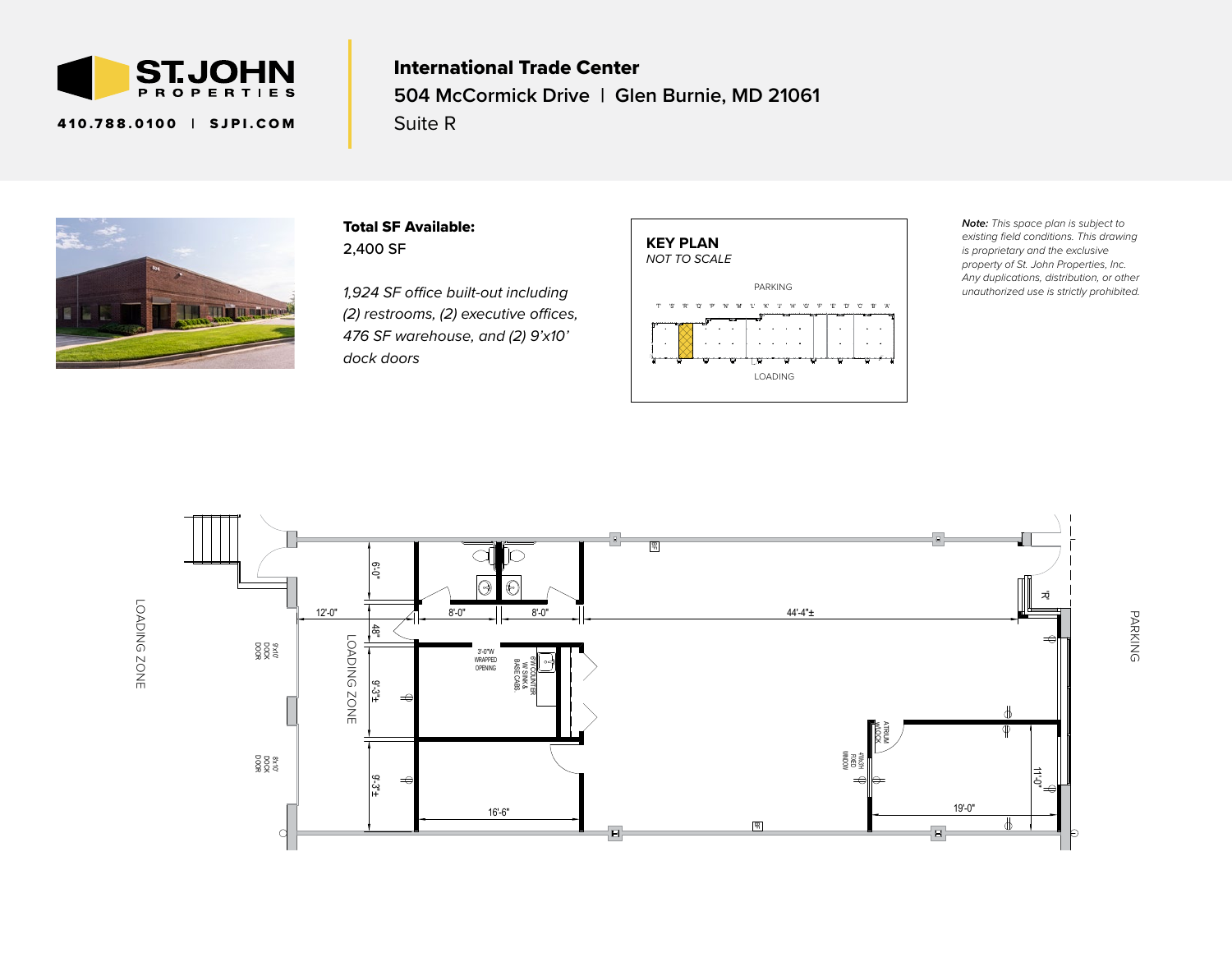**ST. JOHN PROPERTIES**

410.788.0100 | SJPI.COM

# International Trade Center

## 504 McCormick Drive | Glen Burnie, MD 21061

Suite R

**Total SF Available:**
2,400 SF

*1,924 SF office built-out including (2) restrooms, (2) executive offices, 476 SF warehouse, and (2) 9'x10' dock doors*

**KEY PLAN**
*NOT TO SCALE*

PARKING

'T' 'S' 'R' 'Q' 'P' 'N' 'M' 'L' 'K' 'J' 'H' 'G' 'F' 'E' 'D' 'C' 'B' 'A'

LOADING

***Note:*** *This space plan is subject to existing field conditions. This drawing is proprietary and the exclusive property of St. John Properties, Inc. Any duplications, distribution, or other unauthorized use is strictly prohibited.*

LOADING ZONE

9'x10' DOCK DOOR

9'x10' DOCK DOOR

LOADING ZONE

12'-0"

6'-0"

48"

9'-3"±

9'-3"±

8'-0"

8'-0"

3'-0"W WRAPPED OPENING

6'W COUNTER W/ SINK & BASE CABS.

16'-6"

44'-4"±

ATRIUM W/LOCK

4'Wx3'H FIXED WINDOW

11'-0"

19'-0"

PARKING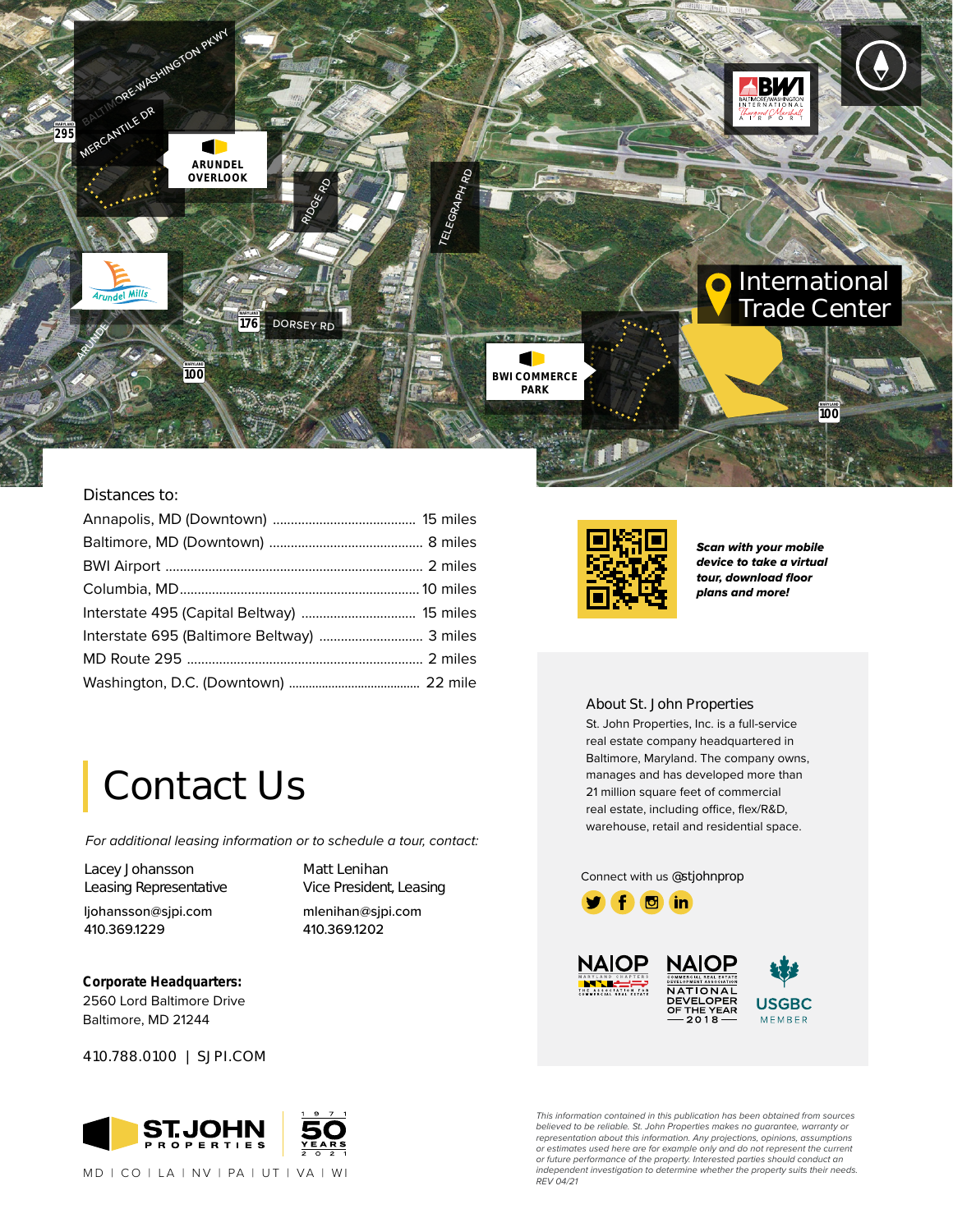BALTIMORE-WASHINGTON PKWY

MERCANTILE DR

295

ARUNDEL OVERLOOK

RIDGE RD

TELEGRAPH RD

BWI BALTIMORE/WASHINGTON INTERNATIONAL Thurgood Marshall AIRPORT

Arundel Mills

ARUNDEL

176

DORSEY RD

100

BWI COMMERCE PARK

International Trade Center

100

Distances to:

| | |
|---|---|
| Annapolis, MD (Downtown) | 15 miles |
| Baltimore, MD (Downtown) | 8 miles |
| BWI Airport | 2 miles |
| Columbia, MD | 10 miles |
| Interstate 495 (Capital Beltway) | 15 miles |
| Interstate 695 (Baltimore Beltway) | 3 miles |
| MD Route 295 | 2 miles |
| Washington, D.C. (Downtown) | 22 mile |

***Scan with your mobile device to take a virtual tour, download floor plans and more!***

# Contact Us

*For additional leasing information or to schedule a tour, contact:*

Lacey Johansson
Leasing Representative
ljohansson@sjpi.com
410.369.1229

Matt Lenihan
Vice President, Leasing
mlenihan@sjpi.com
410.369.1202

**Corporate Headquarters:**
2560 Lord Baltimore Drive
Baltimore, MD 21244

410.788.0100 | SJPI.COM

ST. JOHN PROPERTIES

1971 50 YEARS 2021

MD | CO | LA | NV | PA | UT | VA | WI

## About St. John Properties

St. John Properties, Inc. is a full-service real estate company headquartered in Baltimore, Maryland. The company owns, manages and has developed more than 21 million square feet of commercial real estate, including office, flex/R&D, warehouse, retail and residential space.

Connect with us @stjohnprop

NAIOP MARYLAND CHAPTERS THE ASSOCIATION FOR COMMERCIAL REAL ESTATE

NAIOP COMMERCIAL REAL ESTATE DEVELOPMENT ASSOCIATION NATIONAL DEVELOPER OF THE YEAR 2018

USGBC MEMBER

*This information contained in this publication has been obtained from sources believed to be reliable. St. John Properties makes no guarantee, warranty or representation about this information. Any projections, opinions, assumptions or estimates used here are for example only and do not represent the current or future performance of the property. Interested parties should conduct an independent investigation to determine whether the property suits their needs. REV 04/21*